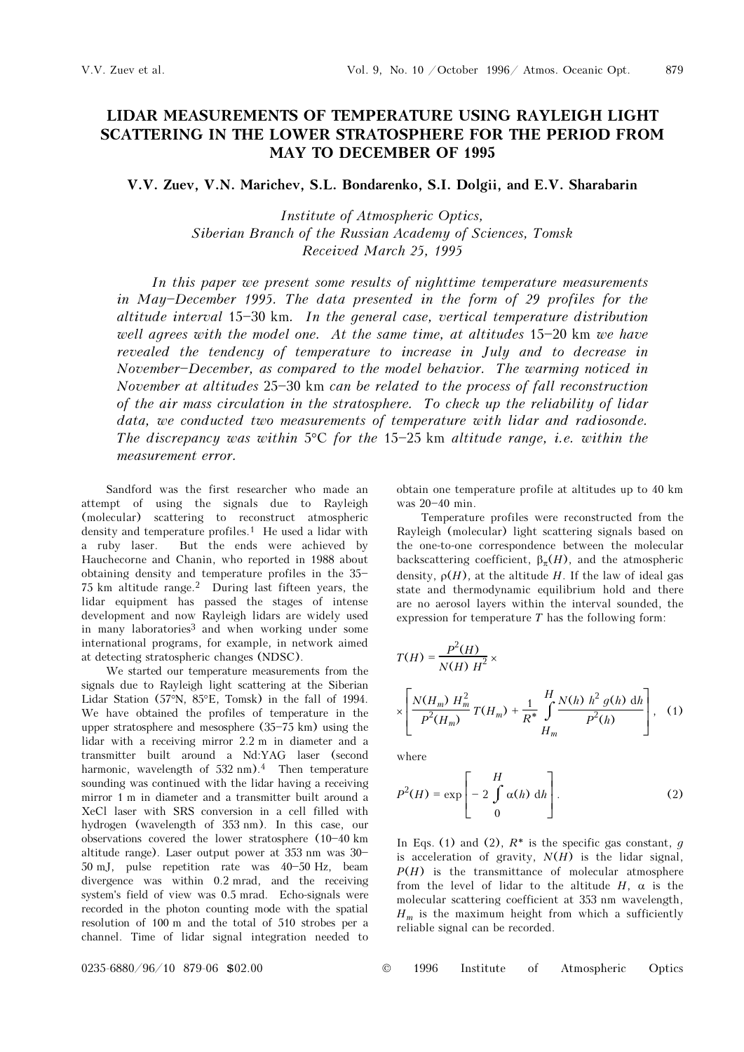# LIDAR MEASUREMENTS OF TEMPERATURE USING RAYLEIGH LIGHT SCATTERING IN THE LOWER STRATOSPHERE FOR THE PERIOD FROM MAY TO DECEMBER OF 1995

**V.V. Zuev, V.N. Marichev, S.L. Bondarenko, S.I. Dolgii, and E.V. Sharabarin**

*Institute of Atmospheric Optics, Siberian Branch of the Russian Academy of Sciences, Tomsk*
*Received March 25, 1995*

*In this paper we present some results of nighttime temperature measurements in May–December 1995. The data presented in the form of 29 profiles for the altitude interval* 15–30 km. *In the general case, vertical temperature distribution well agrees with the model one. At the same time, at altitudes* 15–20 km *we have revealed the tendency of temperature to increase in July and to decrease in November–December, as compared to the model behavior. The warming noticed in November at altitudes* 25–30 km *can be related to the process of fall reconstruction of the air mass circulation in the stratosphere. To check up the reliability of lidar data, we conducted two measurements of temperature with lidar and radiosonde. The discrepancy was within* 5°C *for the* 15–25 km *altitude range, i.e. within the measurement error.*

Sandford was the first researcher who made an attempt of using the signals due to Rayleigh (molecular) scattering to reconstruct atmospheric density and temperature profiles.[1] He used a lidar with a ruby laser. But the ends were achieved by Hauchecorne and Chanin, who reported in 1988 about obtaining density and temperature profiles in the 35–75 km altitude range.[2] During last fifteen years, the lidar equipment has passed the stages of intense development and now Rayleigh lidars are widely used in many laboratories[3] and when working under some international programs, for example, in network aimed at detecting stratospheric changes (NDSC).

We started our temperature measurements from the signals due to Rayleigh light scattering at the Siberian Lidar Station (57°N, 85°E, Tomsk) in the fall of 1994. We have obtained the profiles of temperature in the upper stratosphere and mesosphere (35–75 km) using the lidar with a receiving mirror 2.2 m in diameter and a transmitter built around a Nd:YAG laser (second harmonic, wavelength of 532 nm).[4] Then temperature sounding was continued with the lidar having a receiving mirror 1 m in diameter and a transmitter built around a XeCl laser with SRS conversion in a cell filled with hydrogen (wavelength of 353 nm). In this case, our observations covered the lower stratosphere (10–40 km altitude range). Laser output power at 353 nm was 30–50 mJ, pulse repetition rate was 40–50 Hz, beam divergence was within 0.2 mrad, and the receiving system's field of view was 0.5 mrad. Echo-signals were recorded in the photon counting mode with the spatial resolution of 100 m and the total of 510 strobes per a channel. Time of lidar signal integration needed to obtain one temperature profile at altitudes up to 40 km was 20–40 min.

Temperature profiles were reconstructed from the Rayleigh (molecular) light scattering signals based on the one-to-one correspondence between the molecular backscattering coefficient, $\beta_\pi(H)$, and the atmospheric density, $\rho(H)$, at the altitude $H$. If the law of ideal gas state and thermodynamic equilibrium hold and there are no aerosol layers within the interval sounded, the expression for temperature $T$ has the following form:

$$T(H) = \frac{P^2(H)}{N(H)\,H^2} \times \left[ \frac{N(H_m)\,H_m^2}{P^2(H_m)}\,T(H_m) + \frac{1}{R^*} \int\limits_{H_m}^{H} \frac{N(h)\,h^2\,g(h)\,\mathrm{d}h}{P^2(h)} \right], \quad (1)$$

where

$$P^2(H) = \exp\left[ -2 \int\limits_{0}^{H} \alpha(h)\,\mathrm{d}h \right]. \quad (2)$$

In Eqs. (1) and (2), $R^*$ is the specific gas constant, $g$ is acceleration of gravity, $N(H)$ is the lidar signal, $P(H)$ is the transmittance of molecular atmosphere from the level of lidar to the altitude $H$, $\alpha$ is the molecular scattering coefficient at 353 nm wavelength, $H_m$ is the maximum height from which a sufficiently reliable signal can be recorded.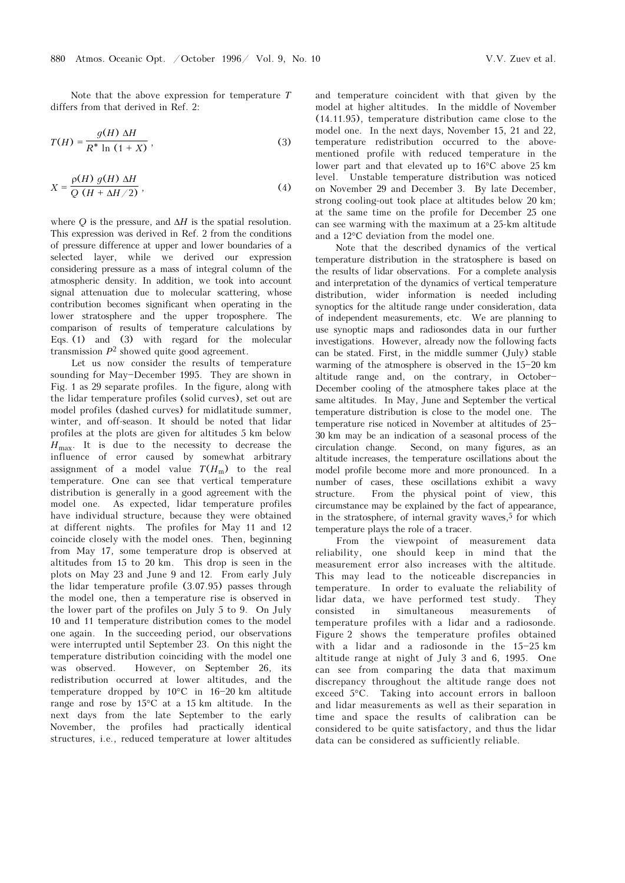Note that the above expression for temperature $T$ differs from that derived in Ref. 2:

$$T(H) = \frac{g(H)\,\Delta H}{R^* \ln(1 + X)}, \tag{3}$$

$$X = \frac{\rho(H)\,g(H)\,\Delta H}{Q\,(H + \Delta H/2)}, \tag{4}$$

where $Q$ is the pressure, and $\Delta H$ is the spatial resolution. This expression was derived in Ref. 2 from the conditions of pressure difference at upper and lower boundaries of a selected layer, while we derived our expression considering pressure as a mass of integral column of the atmospheric density. In addition, we took into account signal attenuation due to molecular scattering, whose contribution becomes significant when operating in the lower stratosphere and the upper troposphere. The comparison of results of temperature calculations by Eqs. (1) and (3) with regard for the molecular transmission $P^2$ showed quite good agreement.

Let us now consider the results of temperature sounding for May–December 1995. They are shown in Fig. 1 as 29 separate profiles. In the figure, along with the lidar temperature profiles (solid curves), set out are model profiles (dashed curves) for midlatitude summer, winter, and off-season. It should be noted that lidar profiles at the plots are given for altitudes 5 km below $H_{\max}$. It is due to the necessity to decrease the influence of error caused by somewhat arbitrary assignment of a model value $T(H_{\rm m})$ to the real temperature. One can see that vertical temperature distribution is generally in a good agreement with the model one. As expected, lidar temperature profiles have individual structure, because they were obtained at different nights. The profiles for May 11 and 12 coincide closely with the model ones. Then, beginning from May 17, some temperature drop is observed at altitudes from 15 to 20 km. This drop is seen in the plots on May 23 and June 9 and 12. From early July the lidar temperature profile (3.07.95) passes through the model one, then a temperature rise is observed in the lower part of the profiles on July 5 to 9. On July 10 and 11 temperature distribution comes to the model one again. In the succeeding period, our observations were interrupted until September 23. On this night the temperature distribution coinciding with the model one was observed. However, on September 26, its redistribution occurred at lower altitudes, and the temperature dropped by 10°C in 16–20 km altitude range and rose by 15°C at a 15 km altitude. In the next days from the late September to the early November, the profiles had practically identical structures, i.e., reduced temperature at lower altitudes and temperature coincident with that given by the model at higher altitudes. In the middle of November (14.11.95), temperature distribution came close to the model one. In the next days, November 15, 21 and 22, temperature redistribution occurred to the above-mentioned profile with reduced temperature in the lower part and that elevated up to 16°C above 25 km level. Unstable temperature distribution was noticed on November 29 and December 3. By late December, strong cooling-out took place at altitudes below 20 km; at the same time on the profile for December 25 one can see warming with the maximum at a 25-km altitude and a 12°C deviation from the model one.

Note that the described dynamics of the vertical temperature distribution in the stratosphere is based on the results of lidar observations. For a complete analysis and interpretation of the dynamics of vertical temperature distribution, wider information is needed including synoptics for the altitude range under consideration, data of independent measurements, etc. We are planning to use synoptic maps and radiosondes data in our further investigations. However, already now the following facts can be stated. First, in the middle summer (July) stable warming of the atmosphere is observed in the 15–20 km altitude range and, on the contrary, in October–December cooling of the atmosphere takes place at the same altitudes. In May, June and September the vertical temperature distribution is close to the model one. The temperature rise noticed in November at altitudes of 25–30 km may be an indication of a seasonal process of the circulation change. Second, on many figures, as an altitude increases, the temperature oscillations about the model profile become more and more pronounced. In a number of cases, these oscillations exhibit a wavy structure. From the physical point of view, this circumstance may be explained by the fact of appearance, in the stratosphere, of internal gravity waves,[5] for which temperature plays the role of a tracer.

From the viewpoint of measurement data reliability, one should keep in mind that the measurement error also increases with the altitude. This may lead to the noticeable discrepancies in temperature. In order to evaluate the reliability of lidar data, we have performed test study. They consisted in simultaneous measurements of temperature profiles with a lidar and a radiosonde. Figure 2 shows the temperature profiles obtained with a lidar and a radiosonde in the 15–25 km altitude range at night of July 3 and 6, 1995. One can see from comparing the data that maximum discrepancy throughout the altitude range does not exceed 5°C. Taking into account errors in balloon and lidar measurements as well as their separation in time and space the results of calibration can be considered to be quite satisfactory, and thus the lidar data can be considered as sufficiently reliable.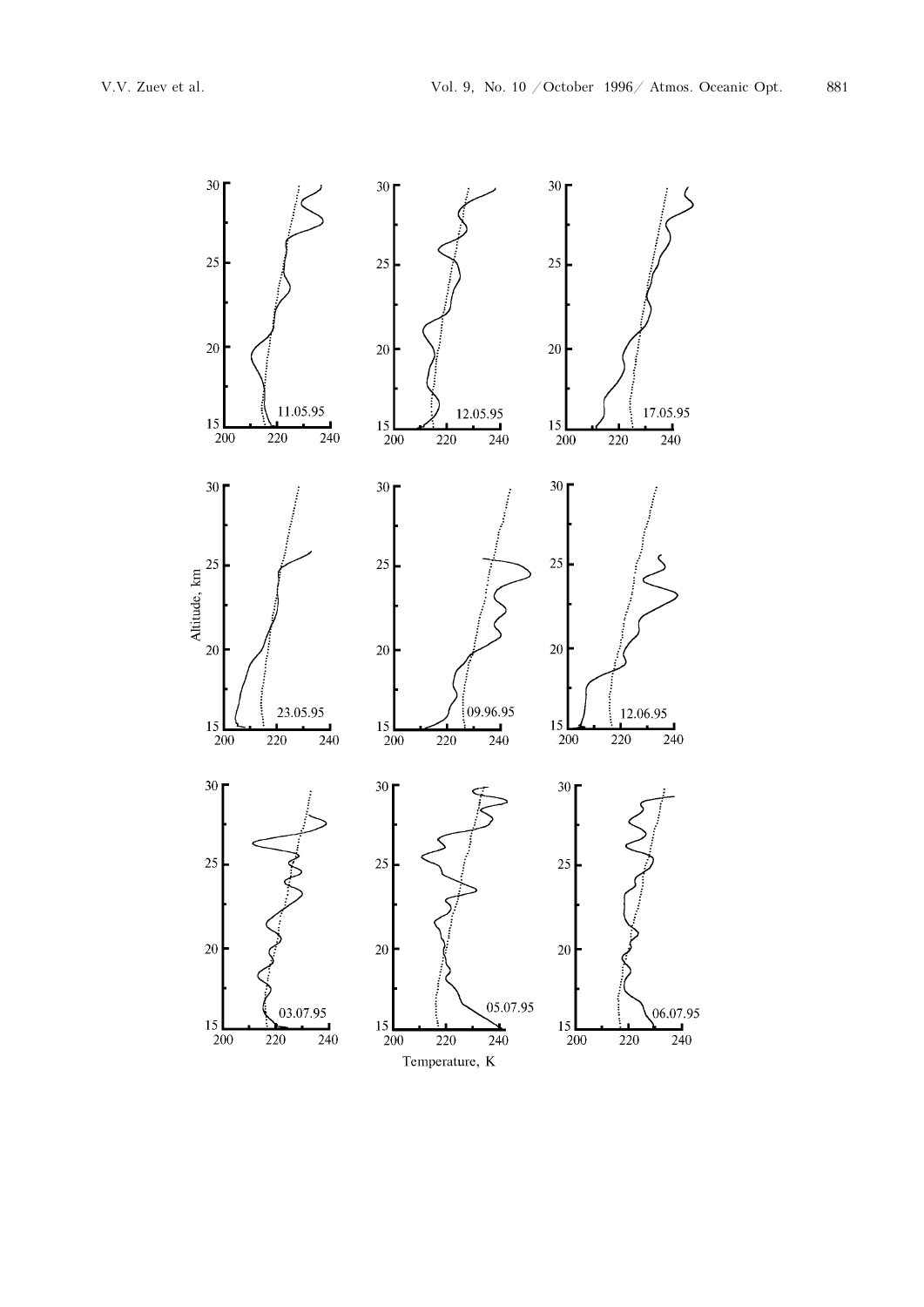30
25
20
15
200 220 240
11.05.95

30
25
20
15
200 220 240
12.05.95

30
25
20
15
200 220 240
17.05.95

Altitude, km

30
25
20
15
200 220 240
23.05.95

30
25
20
15
200 220 240
09.96.95

30
25
20
15
200 220 240
12.06.95

30
25
20
15
200 220 240
03.07.95

30
25
20
15
200 220 240
05.07.95

30
25
20
15
200 220 240
06.07.95

Temperature, K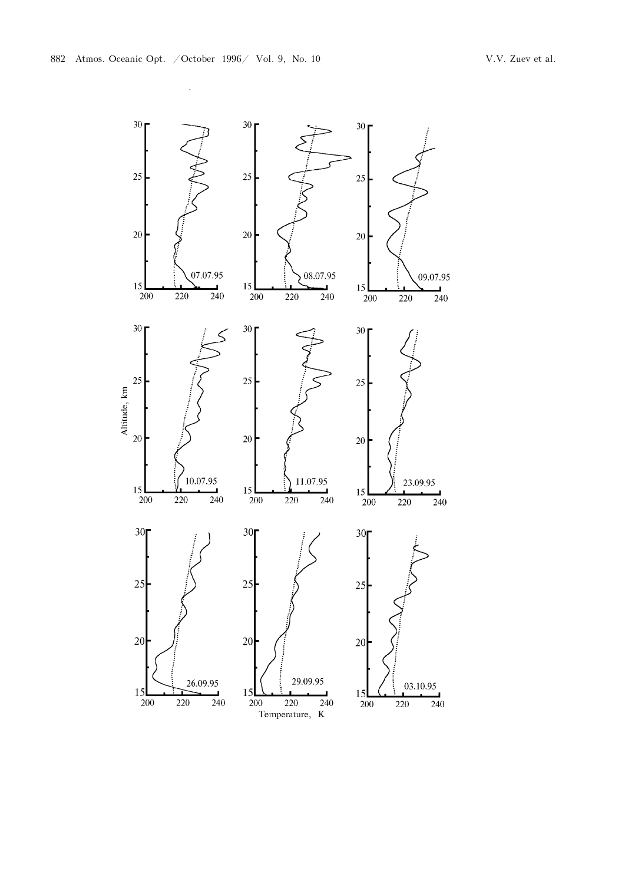30
25
20
15
200 220 240
07.07.95

30
25
20
15
200 220 240
08.07.95

30
25
20
15
200 220 240
09.07.95

Altitude, km

30
25
20
15
200 220 240
10.07.95

30
25
20
15
200 220 240
11.07.95

30
25
20
15
200 220 240
23.09.95

30
25
20
15
200 220 240
26.09.95

30
25
20
15
200 220 240
29.09.95

30
25
20
15
200 220 240
03.10.95

Temperature, K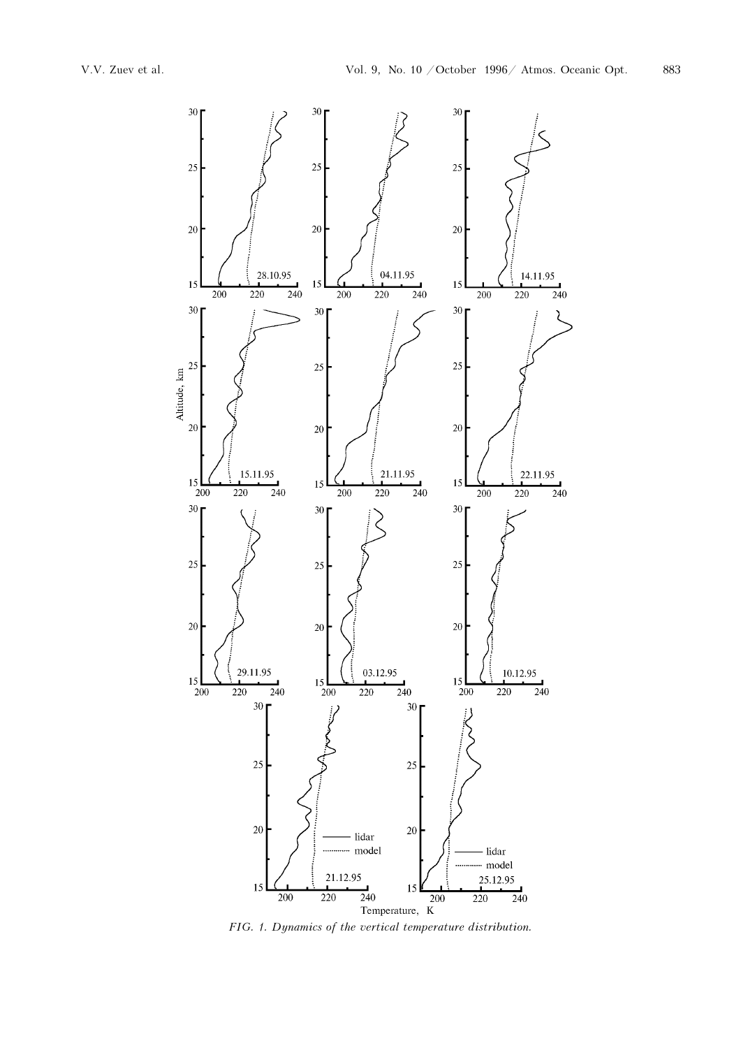*FIG. 1. Dynamics of the vertical temperature distribution.*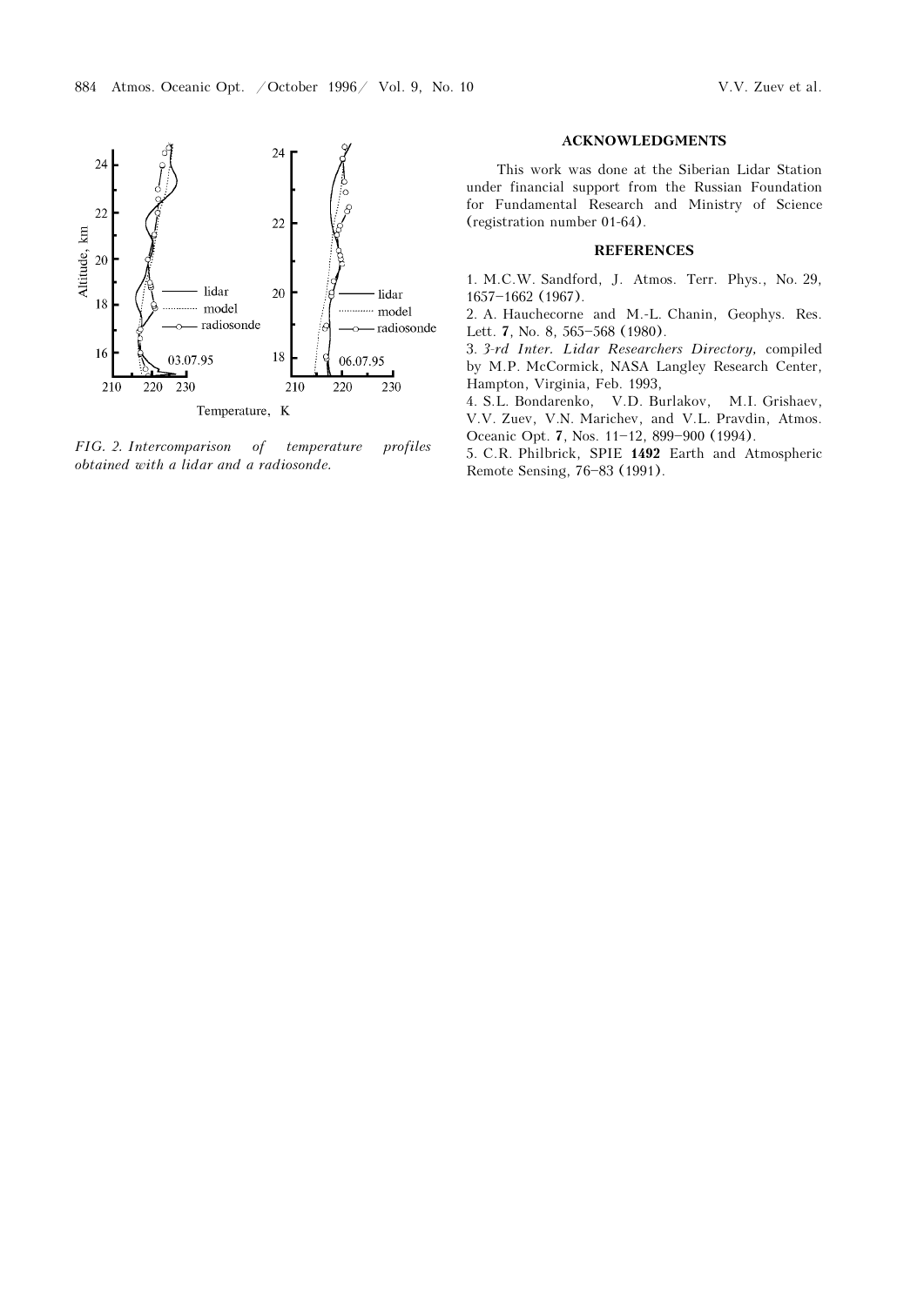24
22
20
18
16
Altitude, km
lidar
model
radiosonde
03.07.95
210 220 230

24
22
20
18
lidar
model
radiosonde
06.07.95
210 220 230

Temperature, K

*FIG. 2. Intercomparison of temperature profiles obtained with a lidar and a radiosonde.*

### ACKNOWLEDGMENTS

This work was done at the Siberian Lidar Station under financial support from the Russian Foundation for Fundamental Research and Ministry of Science (registration number 01-64).

### REFERENCES

1. M.C.W. Sandford, J. Atmos. Terr. Phys., No. 29, 1657–1662 (1967).
2. A. Hauchecorne and M.-L. Chanin, Geophys. Res. Lett. **7**, No. 8, 565–568 (1980).
3. *3-rd Inter. Lidar Researchers Directory*, compiled by M.P. McCormick, NASA Langley Research Center, Hampton, Virginia, Feb. 1993,
4. S.L. Bondarenko, V.D. Burlakov, M.I. Grishaev, V.V. Zuev, V.N. Marichev, and V.L. Pravdin, Atmos. Oceanic Opt. **7**, Nos. 11–12, 899–900 (1994).
5. C.R. Philbrick, SPIE **1492** Earth and Atmospheric Remote Sensing, 76–83 (1991).